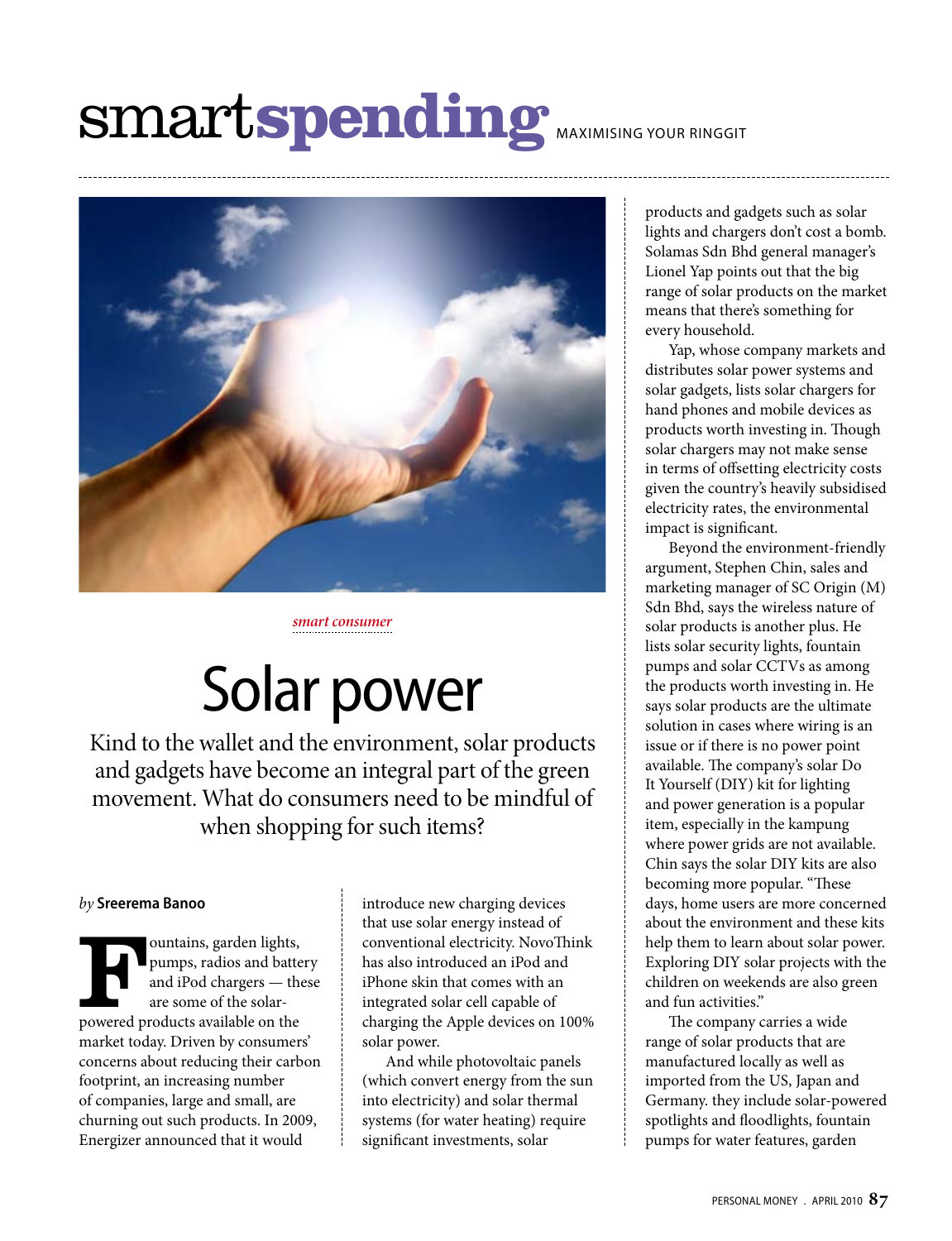smartspending MAXIMISING YOUR RINGGIT

*smart consumer*

# Solar power

Kind to the wallet and the environment, solar products and gadgets have become an integral part of the green movement. What do consumers need to be mindful of when shopping for such items?

*by* **Sreerema Banoo**

Fountains, garden lights, pumps, radios and battery and iPod chargers — these are some of the solar-powered products available on the market today. Driven by consumers' concerns about reducing their carbon footprint, an increasing number of companies, large and small, are churning out such products. In 2009, Energizer announced that it would introduce new charging devices that use solar energy instead of conventional electricity. NovoThink has also introduced an iPod and iPhone skin that comes with an integrated solar cell capable of charging the Apple devices on 100% solar power.

And while photovoltaic panels (which convert energy from the sun into electricity) and solar thermal systems (for water heating) require significant investments, solar products and gadgets such as solar lights and chargers don't cost a bomb. Solamas Sdn Bhd general manager's Lionel Yap points out that the big range of solar products on the market means that there's something for every household.

Yap, whose company markets and distributes solar power systems and solar gadgets, lists solar chargers for hand phones and mobile devices as products worth investing in. Though solar chargers may not make sense in terms of offsetting electricity costs given the country's heavily subsidised electricity rates, the environmental impact is significant.

Beyond the environment-friendly argument, Stephen Chin, sales and marketing manager of SC Origin (M) Sdn Bhd, says the wireless nature of solar products is another plus. He lists solar security lights, fountain pumps and solar CCTVs as among the products worth investing in. He says solar products are the ultimate solution in cases where wiring is an issue or if there is no power point available. The company's solar Do It Yourself (DIY) kit for lighting and power generation is a popular item, especially in the kampung where power grids are not available. Chin says the solar DIY kits are also becoming more popular. "These days, home users are more concerned about the environment and these kits help them to learn about solar power. Exploring DIY solar projects with the children on weekends are also green and fun activities."

The company carries a wide range of solar products that are manufactured locally as well as imported from the US, Japan and Germany. they include solar-powered spotlights and floodlights, fountain pumps for water features, garden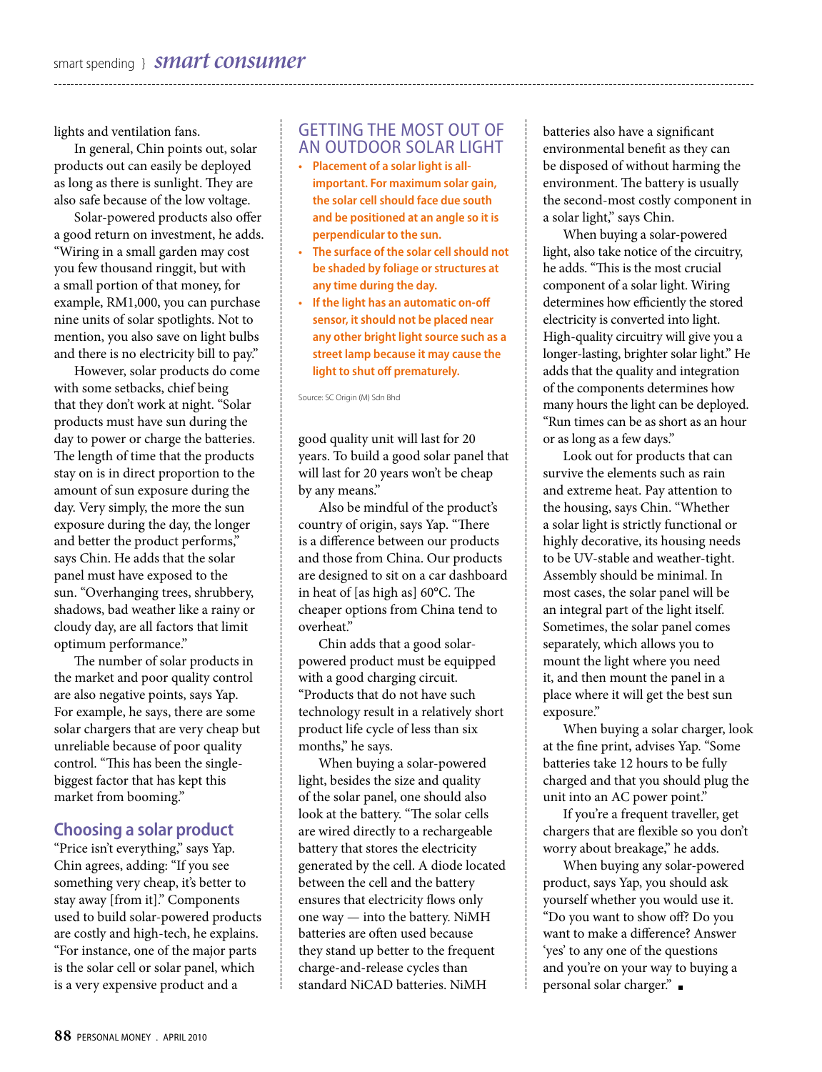lights and ventilation fans.

In general, Chin points out, solar products out can easily be deployed as long as there is sunlight. They are also safe because of the low voltage.

Solar-powered products also offer a good return on investment, he adds. "Wiring in a small garden may cost you few thousand ringgit, but with a small portion of that money, for example, RM1,000, you can purchase nine units of solar spotlights. Not to mention, you also save on light bulbs and there is no electricity bill to pay."

However, solar products do come with some setbacks, chief being that they don't work at night. "Solar products must have sun during the day to power or charge the batteries. The length of time that the products stay on is in direct proportion to the amount of sun exposure during the day. Very simply, the more the sun exposure during the day, the longer and better the product performs," says Chin. He adds that the solar panel must have exposed to the sun. "Overhanging trees, shrubbery, shadows, bad weather like a rainy or cloudy day, are all factors that limit optimum performance."

The number of solar products in the market and poor quality control are also negative points, says Yap. For example, he says, there are some solar chargers that are very cheap but unreliable because of poor quality control. "This has been the single-biggest factor that has kept this market from booming."

## Choosing a solar product

"Price isn't everything," says Yap. Chin agrees, adding: "If you see something very cheap, it's better to stay away [from it]." Components used to build solar-powered products are costly and high-tech, he explains. "For instance, one of the major parts is the solar cell or solar panel, which is a very expensive product and a good quality unit will last for 20 years. To build a good solar panel that will last for 20 years won't be cheap by any means."

Also be mindful of the product's country of origin, says Yap. "There is a difference between our products and those from China. Our products are designed to sit on a car dashboard in heat of [as high as] 60°C. The cheaper options from China tend to overheat."

Chin adds that a good solar-powered product must be equipped with a good charging circuit. "Products that do not have such technology result in a relatively short product life cycle of less than six months," he says.

When buying a solar-powered light, besides the size and quality of the solar panel, one should also look at the battery. "The solar cells are wired directly to a rechargeable battery that stores the electricity generated by the cell. A diode located between the cell and the battery ensures that electricity flows only one way — into the battery. NiMH batteries are often used because they stand up better to the frequent charge-and-release cycles than standard NiCAD batteries. NiMH batteries also have a significant environmental benefit as they can be disposed of without harming the environment. The battery is usually the second-most costly component in a solar light," says Chin.

When buying a solar-powered light, also take notice of the circuitry, he adds. "This is the most crucial component of a solar light. Wiring determines how efficiently the stored electricity is converted into light. High-quality circuitry will give you a longer-lasting, brighter solar light." He adds that the quality and integration of the components determines how many hours the light can be deployed. "Run times can be as short as an hour or as long as a few days."

Look out for products that can survive the elements such as rain and extreme heat. Pay attention to the housing, says Chin. "Whether a solar light is strictly functional or highly decorative, its housing needs to be UV-stable and weather-tight. Assembly should be minimal. In most cases, the solar panel will be an integral part of the light itself. Sometimes, the solar panel comes separately, which allows you to mount the light where you need it, and then mount the panel in a place where it will get the best sun exposure."

When buying a solar charger, look at the fine print, advises Yap. "Some batteries take 12 hours to be fully charged and that you should plug the unit into an AC power point."

If you're a frequent traveller, get chargers that are flexible so you don't worry about breakage," he adds.

When buying any solar-powered product, says Yap, you should ask yourself whether you would use it. "Do you want to show off? Do you want to make a difference? Answer 'yes' to any one of the questions and you're on your way to buying a personal solar charger." ■

## GETTING THE MOST OUT OF AN OUTDOOR SOLAR LIGHT

- **Placement of a solar light is all-important. For maximum solar gain, the solar cell should face due south and be positioned at an angle so it is perpendicular to the sun.**
- **The surface of the solar cell should not be shaded by foliage or structures at any time during the day.**
- **If the light has an automatic on-off sensor, it should not be placed near any other bright light source such as a street lamp because it may cause the light to shut off prematurely.**

Source: SC Origin (M) Sdn Bhd